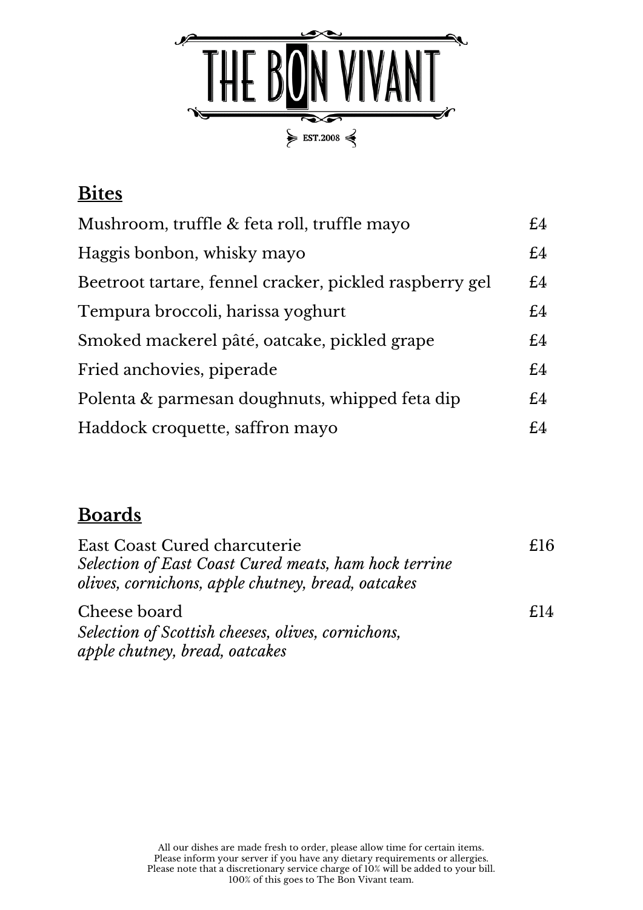# THE BON VIVANT

EST.2008

## Bites

| | |
|---|---|
| Mushroom, truffle & feta roll, truffle mayo | £4 |
| Haggis bonbon, whisky mayo | £4 |
| Beetroot tartare, fennel cracker, pickled raspberry gel | £4 |
| Tempura broccoli, harissa yoghurt | £4 |
| Smoked mackerel pâté, oatcake, pickled grape | £4 |
| Fried anchovies, piperade | £4 |
| Polenta & parmesan doughnuts, whipped feta dip | £4 |
| Haddock croquette, saffron mayo | £4 |

## Boards

East Coast Cured charcuterie — £16
*Selection of East Coast Cured meats, ham hock terrine olives, cornichons, apple chutney, bread, oatcakes*

Cheese board — £14
*Selection of Scottish cheeses, olives, cornichons, apple chutney, bread, oatcakes*

All our dishes are made fresh to order, please allow time for certain items.
Please inform your server if you have any dietary requirements or allergies.
Please note that a discretionary service charge of 10% will be added to your bill.
100% of this goes to The Bon Vivant team.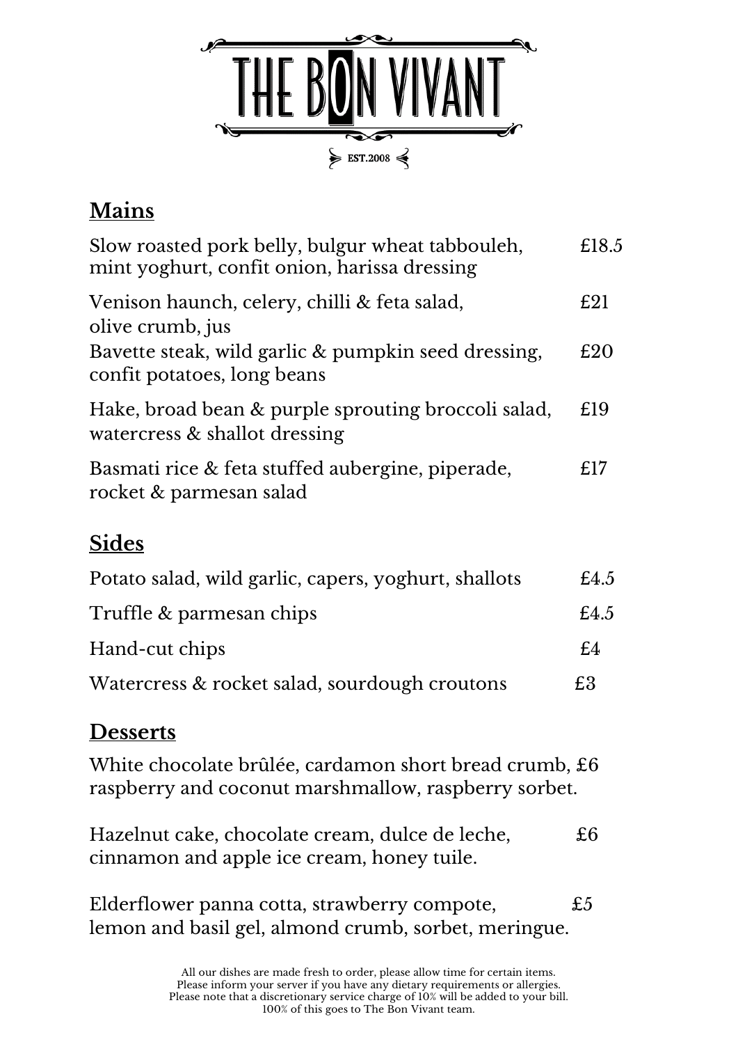# THE BON VIVANT

EST.2008

## Mains

Slow roasted pork belly, bulgur wheat tabbouleh, mint yoghurt, confit onion, harissa dressing — £18.5

Venison haunch, celery, chilli & feta salad, olive crumb, jus — £21

Bavette steak, wild garlic & pumpkin seed dressing, confit potatoes, long beans — £20

Hake, broad bean & purple sprouting broccoli salad, watercress & shallot dressing — £19

Basmati rice & feta stuffed aubergine, piperade, rocket & parmesan salad — £17

## Sides

Potato salad, wild garlic, capers, yoghurt, shallots — £4.5

Truffle & parmesan chips — £4.5

Hand-cut chips — £4

Watercress & rocket salad, sourdough croutons — £3

## Desserts

White chocolate brûlée, cardamon short bread crumb, raspberry and coconut marshmallow, raspberry sorbet. — £6

Hazelnut cake, chocolate cream, dulce de leche, cinnamon and apple ice cream, honey tuile. — £6

Elderflower panna cotta, strawberry compote, lemon and basil gel, almond crumb, sorbet, meringue. — £5

All our dishes are made fresh to order, please allow time for certain items.
Please inform your server if you have any dietary requirements or allergies.
Please note that a discretionary service charge of 10% will be added to your bill.
100% of this goes to The Bon Vivant team.